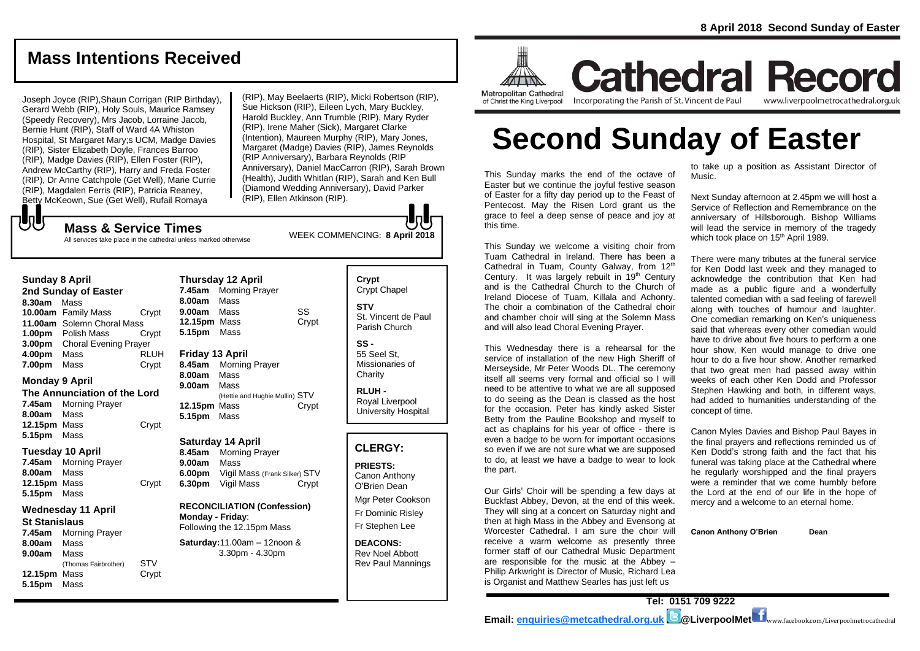# Cathedral Record

Metropolitan Cathedral of Christ the King Liverpool

Incorporating the Parish of St. Vincent de Paul

www.liverpoolmetrocathedral.org.uk

**8 April 2018 Second Sunday of Easter**

# Second Sunday of Easter

This Sunday marks the end of the octave of Easter but we continue the joyful festive season of Easter for a fifty day period up to the Feast of Pentecost. May the Risen Lord grant us the grace to feel a deep sense of peace and joy at this time.

This Sunday we welcome a visiting choir from Tuam Cathedral in Ireland. There has been a Cathedral in Tuam, County Galway, from 12th Century. It was largely rebuilt in 19th Century and is the Cathedral Church to the Church of Ireland Diocese of Tuam, Killala and Achonry. The choir a combination of the Cathedral choir and chamber choir will sing at the Solemn Mass and will also lead Choral Evening Prayer.

This Wednesday there is a rehearsal for the service of installation of the new High Sheriff of Merseyside, Mr Peter Woods DL. The ceremony itself all seems very formal and official so I will need to be attentive to what we are all supposed to do seeing as the Dean is classed as the host for the occasion. Peter has kindly asked Sister Betty from the Pauline Bookshop and myself to act as chaplains for his year of office - there is even a badge to be worn for important occasions so even if we are not sure what we are supposed to do, at least we have a badge to wear to look the part.

Our Girls' Choir will be spending a few days at Buckfast Abbey, Devon, at the end of this week. They will sing at a concert on Saturday night and then at high Mass in the Abbey and Evensong at Worcester Cathedral. I am sure the choir will receive a warm welcome as presently three former staff of our Cathedral Music Department are responsible for the music at the Abbey – Philip Arkwright is Director of Music, Richard Lea is Organist and Matthew Searles has just left us to take up a position as Assistant Director of Music.

Next Sunday afternoon at 2.45pm we will host a Service of Reflection and Remembrance on the anniversary of Hillsborough. Bishop Williams will lead the service in memory of the tragedy which took place on 15th April 1989.

There were many tributes at the funeral service for Ken Dodd last week and they managed to acknowledge the contribution that Ken had made as a public figure and a wonderfully talented comedian with a sad feeling of farewell along with touches of humour and laughter. One comedian remarking on Ken's uniqueness said that whereas every other comedian would have to drive about five hours to perform a one hour show, Ken would manage to drive one hour to do a five hour show. Another remarked that two great men had passed away within weeks of each other Ken Dodd and Professor Stephen Hawking and both, in different ways, had added to humanities understanding of the concept of time.

Canon Myles Davies and Bishop Paul Bayes in the final prayers and reflections reminded us of Ken Dodd's strong faith and the fact that his funeral was taking place at the Cathedral where he regularly worshipped and the final prayers were a reminder that we come humbly before the Lord at the end of our life in the hope of mercy and a welcome to an eternal home.

**Canon Anthony O'Brien Dean**

## Mass Intentions Received

Joseph Joyce (RIP),Shaun Corrigan (RIP Birthday), Gerard Webb (RIP), Holy Souls, Maurice Ramsey (Speedy Recovery), Mrs Jacob, Lorraine Jacob, Bernie Hunt (RIP), Staff of Ward 4A Whiston Hospital, St Margaret Mary;s UCM, Madge Davies (RIP), Sister Elizabeth Doyle, Frances Barroo (RIP), Madge Davies (RIP), Ellen Foster (RIP), Andrew McCarthy (RIP), Harry and Freda Foster (RIP), Dr Anne Catchpole (Get Well), Marie Currie (RIP), Magdalen Ferris (RIP), Patricia Reaney, Betty McKeown, Sue (Get Well), Rufail Romaya (RIP), May Beelaerts (RIP), Micki Robertson (RIP), Sue Hickson (RIP), Eileen Lych, Mary Buckley, Harold Buckley, Ann Trumble (RIP), Mary Ryder (RIP), Irene Maher (Sick), Margaret Clarke (Intention), Maureen Murphy (RIP), Mary Jones, Margaret (Madge) Davies (RIP), James Reynolds (RIP Anniversary), Barbara Reynolds (RIP Anniversary), Daniel MacCarron (RIP), Sarah Brown (Health), Judith Whitlan (RIP), Sarah and Ken Bull (Diamond Wedding Anniversary), David Parker (RIP), Ellen Atkinson (RIP).

## Mass & Service Times

All services take place in the cathedral unless marked otherwise

WEEK COMMENCING: **8 April 2018**

### Sunday 8 April
**2nd Sunday of Easter**

| | | |
|---|---|---|
| **8.30am** | Mass | |
| **10.00am** | Family Mass | Crypt |
| **11.00am** | Solemn Choral Mass | |
| **1.00pm** | Polish Mass | Crypt |
| **3.00pm** | Choral Evening Prayer | |
| **4.00pm** | Mass | RLUH |
| **7.00pm** | Mass | Crypt |

### Monday 9 April
**The Annunciation of the Lord**

| | | |
|---|---|---|
| **7.45am** | Morning Prayer | |
| **8.00am** | Mass | |
| **12.15pm** | Mass | Crypt |
| **5.15pm** | Mass | |

### Tuesday 10 April

| | | |
|---|---|---|
| **7.45am** | Morning Prayer | |
| **8.00am** | Mass | |
| **12.15pm** | Mass | Crypt |
| **5.15pm** | Mass | |

### Wednesday 11 April
**St Stanislaus**

| | | |
|---|---|---|
| **7.45am** | Morning Prayer | |
| **8.00am** | Mass | |
| **9.00am** | Mass (Thomas Fairbrother) | STV |
| **12.15pm** | Mass | Crypt |
| **5.15pm** | Mass | |

### Thursday 12 April

| | | |
|---|---|---|
| **7.45am** | Morning Prayer | |
| **8.00am** | Mass | |
| **9.00am** | Mass | SS |
| **12.15pm** | Mass | Crypt |
| **5.15pm** | Mass | |

### Friday 13 April

| | | |
|---|---|---|
| **8.45am** | Morning Prayer | |
| **8.00am** | Mass | |
| **9.00am** | Mass (Hettie and Hughie Mullin) | STV |
| **12.15pm** | Mass | Crypt |
| **5.15pm** | Mass | |

### Saturday 14 April

| | | |
|---|---|---|
| **8.45am** | Morning Prayer | |
| **9.00am** | Mass | |
| **6.00pm** | Vigil Mass (Frank Silker) | STV |
| **6.30pm** | Vigil Mass | Crypt |

**RECONCILIATION (Confession)**

**Monday - Friday**: Following the 12.15pm Mass

**Saturday:** 11.00am – 12noon & 3.30pm - 4.30pm

**Crypt** Crypt Chapel

**STV** St. Vincent de Paul Parish Church

**SS -** 55 Seel St, Missionaries of Charity

**RLUH -** Royal Liverpool University Hospital

## CLERGY:

**PRIESTS:**
Canon Anthony O'Brien Dean
Mgr Peter Cookson
Fr Dominic Risley
Fr Stephen Lee

**DEACONS:**
Rev Noel Abbott
Rev Paul Mannings

**Tel: 0151 709 9222**

**Email: enquiries@metcathedral.org.uk @LiverpoolMet** www.facebook.com/Liverpoolmetrocathedral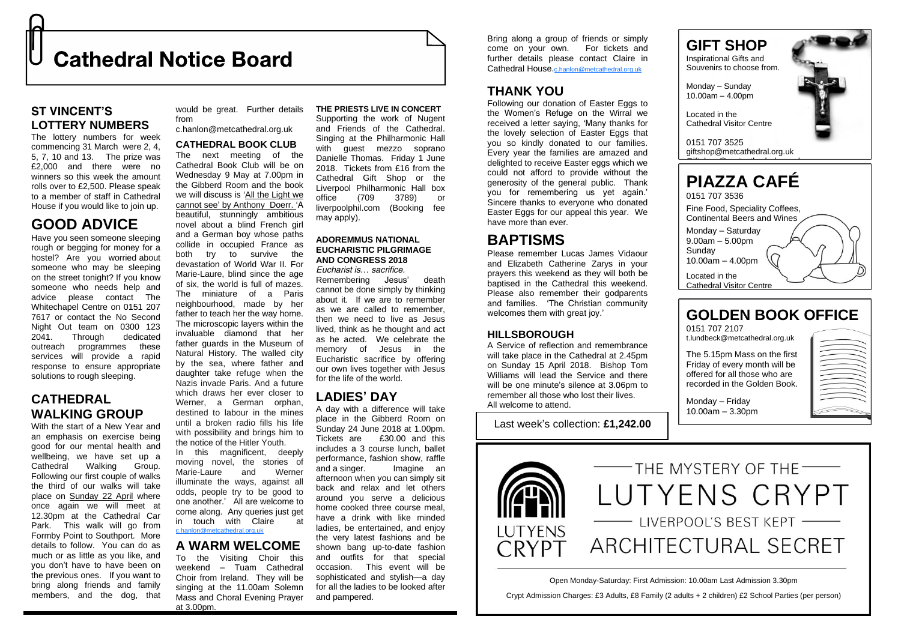# Cathedral Notice Board

## ST VINCENT'S LOTTERY NUMBERS

The lottery numbers for week commencing 31 March were 2, 4, 5, 7, 10 and 13. The prize was £2,000 and there were no winners so this week the amount rolls over to £2,500. Please speak to a member of staff in Cathedral House if you would like to join up.

# GOOD ADVICE

Have you seen someone sleeping rough or begging for money for a hostel? Are you worried about someone who may be sleeping on the street tonight? If you know someone who needs help and advice please contact The Whitechapel Centre on 0151 207 7617 or contact the No Second Night Out team on 0300 123 2041. Through dedicated outreach programmes these services will provide a rapid response to ensure appropriate solutions to rough sleeping.

## CATHEDRAL WALKING GROUP

With the start of a New Year and an emphasis on exercise being good for our mental health and wellbeing, we have set up a Cathedral Walking Group. Following our first couple of walks the third of our walks will take place on Sunday 22 April where once again we will meet at 12.30pm at the Cathedral Car Park. This walk will go from Formby Point to Southport. More details to follow. You can do as much or as little as you like, and you don't have to have been on the previous ones. If you want to bring along friends and family members, and the dog, that would be great. Further details from
c.hanlon@metcathedral.org.uk

### CATHEDRAL BOOK CLUB

The next meeting of the Cathedral Book Club will be on Wednesday 9 May at 7.00pm in the Gibberd Room and the book we will discuss is 'All the Light we cannot see' by Anthony Doerr. 'A beautiful, stunningly ambitious novel about a blind French girl and a German boy whose paths collide in occupied France as both try to survive the devastation of World War II. For Marie-Laure, blind since the age of six, the world is full of mazes. The miniature of a Paris neighbourhood, made by her father to teach her the way home. The microscopic layers within the invaluable diamond that her father guards in the Museum of Natural History. The walled city by the sea, where father and daughter take refuge when the Nazis invade Paris. And a future which draws her ever closer to Werner, a German orphan, destined to labour in the mines until a broken radio fills his life with possibility and brings him to the notice of the Hitler Youth.
In this magnificent, deeply moving novel, the stories of Marie-Laure and Werner illuminate the ways, against all odds, people try to be good to one another.' All are welcome to come along. Any queries just get in touch with Claire at c.hanlon@metcathedral.org.uk

## A WARM WELCOME

To the Visiting Choir this weekend – Tuam Cathedral Choir from Ireland. They will be singing at the 11.00am Solemn Mass and Choral Evening Prayer at 3.00pm.

**THE PRIESTS LIVE IN CONCERT**

Supporting the work of Nugent and Friends of the Cathedral. Singing at the Philharmonic Hall with guest mezzo soprano Danielle Thomas. Friday 1 June 2018. Tickets from £16 from the Cathedral Gift Shop or the Liverpool Philharmonic Hall box office (709 3789) or liverpoolphil.com (Booking fee may apply).

**ADOREMMUS NATIONAL EUCHARISTIC PILGRIMAGE AND CONGRESS 2018**

*Eucharist is… sacrifice.*

Remembering Jesus' death cannot be done simply by thinking about it. If we are to remember as we are called to remember, then we need to live as Jesus lived, think as he thought and act as he acted. We celebrate the memory of Jesus in the Eucharistic sacrifice by offering our own lives together with Jesus for the life of the world.

## LADIES' DAY

A day with a difference will take place in the Gibberd Room on Sunday 24 June 2018 at 1.00pm. Tickets are £30.00 and this includes a 3 course lunch, ballet performance, fashion show, raffle and a singer. Imagine an afternoon when you can simply sit back and relax and let others around you serve a delicious home cooked three course meal, have a drink with like minded ladies, be entertained, and enjoy the very latest fashions and be shown bang up-to-date fashion and outfits for that special occasion. This event will be sophisticated and stylish—a day for all the ladies to be looked after and pampered. Bring along a group of friends or simply come on your own. For tickets and further details please contact Claire in Cathedral House. c.hanlon@metcathedral.org.uk

## THANK YOU

Following our donation of Easter Eggs to the Women's Refuge on the Wirral we received a letter saying, 'Many thanks for the lovely selection of Easter Eggs that you so kindly donated to our families. Every year the families are amazed and delighted to receive Easter eggs which we could not afford to provide without the generosity of the general public. Thank you for remembering us yet again.' Sincere thanks to everyone who donated Easter Eggs for our appeal this year. We have more than ever.

# BAPTISMS

Please remember Lucas James Vidaour and Elizabeth Catherine Zarys in your prayers this weekend as they will both be baptised in the Cathedral this weekend. Please also remember their godparents and families. 'The Christian community welcomes them with great joy.'

### HILLSBOROUGH

A Service of reflection and remembrance will take place in the Cathedral at 2.45pm on Sunday 15 April 2018. Bishop Tom Williams will lead the Service and there will be one minute's silence at 3.06pm to remember all those who lost their lives.
All welcome to attend.

Last week's collection: **£1,242.00**

## GIFT SHOP

Inspirational Gifts and Souvenirs to choose from.

Monday – Sunday
10.00am – 4.00pm

Located in the Cathedral Visitor Centre

0151 707 3525
giftshop@metcathedral.org.uk

# PIAZZA CAFÉ

0151 707 3536

Fine Food, Speciality Coffees, Continental Beers and Wines

Monday – Saturday
9.00am – 5.00pm
Sunday
10.00am – 4.00pm

Located in the Cathedral Visitor Centre

## GOLDEN BOOK OFFICE

0151 707 2107
t.lundbeck@metcathedral.org.uk

The 5.15pm Mass on the first Friday of every month will be offered for all those who are recorded in the Golden Book.

Monday – Friday
10.00am – 3.30pm

LUTYENS CRYPT

THE MYSTERY OF THE LUTYENS CRYPT — LIVERPOOL'S BEST KEPT — ARCHITECTURAL SECRET

Open Monday-Saturday: First Admission: 10.00am Last Admission 3.30pm

Crypt Admission Charges: £3 Adults, £8 Family (2 adults + 2 children) £2 School Parties (per person)